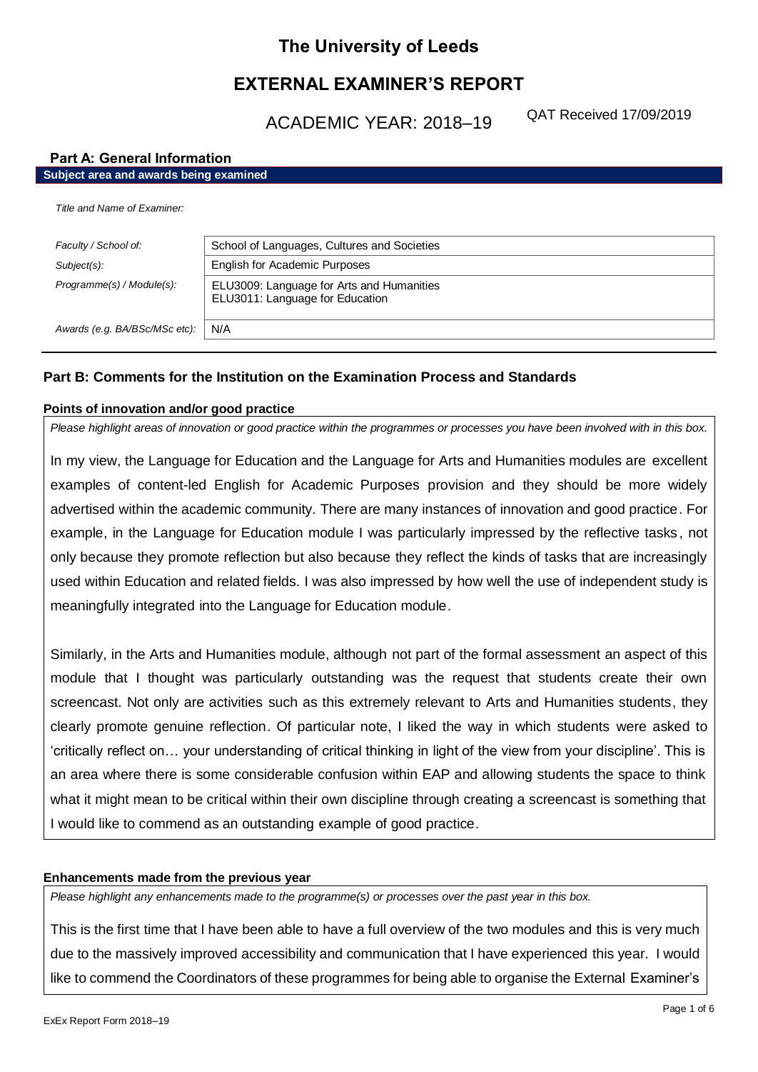# The University of Leeds

## EXTERNAL EXAMINER'S REPORT

ACADEMIC YEAR: 2018–19 QAT Received 17/09/2019

### Part A: General Information

**Subject area and awards being examined**

| | |
|---|---|
| *Title and Name of Examiner:* | |
| *Faculty / School of:* | School of Languages, Cultures and Societies |
| *Subject(s):* | English for Academic Purposes |
| *Programme(s) / Module(s):* | ELU3009: Language for Arts and Humanities<br>ELU3011: Language for Education |
| *Awards (e.g. BA/BSc/MSc etc):* | N/A |

### Part B: Comments for the Institution on the Examination Process and Standards

**Points of innovation and/or good practice**

*Please highlight areas of innovation or good practice within the programmes or processes you have been involved with in this box.*

In my view, the Language for Education and the Language for Arts and Humanities modules are excellent examples of content-led English for Academic Purposes provision and they should be more widely advertised within the academic community. There are many instances of innovation and good practice. For example, in the Language for Education module I was particularly impressed by the reflective tasks, not only because they promote reflection but also because they reflect the kinds of tasks that are increasingly used within Education and related fields. I was also impressed by how well the use of independent study is meaningfully integrated into the Language for Education module.

Similarly, in the Arts and Humanities module, although not part of the formal assessment an aspect of this module that I thought was particularly outstanding was the request that students create their own screencast. Not only are activities such as this extremely relevant to Arts and Humanities students, they clearly promote genuine reflection. Of particular note, I liked the way in which students were asked to 'critically reflect on… your understanding of critical thinking in light of the view from your discipline'. This is an area where there is some considerable confusion within EAP and allowing students the space to think what it might mean to be critical within their own discipline through creating a screencast is something that I would like to commend as an outstanding example of good practice.

**Enhancements made from the previous year**

*Please highlight any enhancements made to the programme(s) or processes over the past year in this box.*

This is the first time that I have been able to have a full overview of the two modules and this is very much due to the massively improved accessibility and communication that I have experienced this year. I would like to commend the Coordinators of these programmes for being able to organise the External Examiner's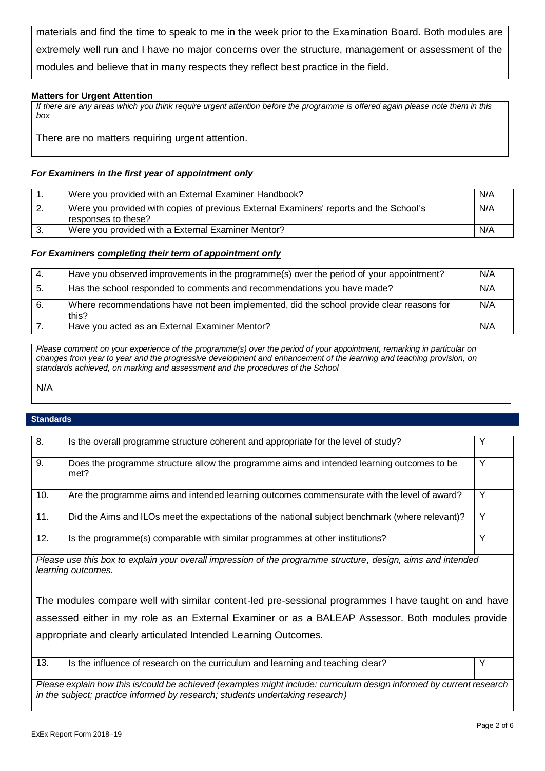materials and find the time to speak to me in the week prior to the Examination Board. Both modules are extremely well run and I have no major concerns over the structure, management or assessment of the modules and believe that in many respects they reflect best practice in the field.

**Matters for Urgent Attention**

*If there are any areas which you think require urgent attention before the programme is offered again please note them in this box*

There are no matters requiring urgent attention.

***For Examiners in the first year of appointment only***

| | | |
|---|---|---|
| 1. | Were you provided with an External Examiner Handbook? | N/A |
| 2. | Were you provided with copies of previous External Examiners' reports and the School's responses to these? | N/A |
| 3. | Were you provided with a External Examiner Mentor? | N/A |

***For Examiners completing their term of appointment only***

| | | |
|---|---|---|
| 4. | Have you observed improvements in the programme(s) over the period of your appointment? | N/A |
| 5. | Has the school responded to comments and recommendations you have made? | N/A |
| 6. | Where recommendations have not been implemented, did the school provide clear reasons for this? | N/A |
| 7. | Have you acted as an External Examiner Mentor? | N/A |

*Please comment on your experience of the programme(s) over the period of your appointment, remarking in particular on changes from year to year and the progressive development and enhancement of the learning and teaching provision, on standards achieved, on marking and assessment and the procedures of the School*

N/A

## Standards

| | | |
|---|---|---|
| 8. | Is the overall programme structure coherent and appropriate for the level of study? | Y |
| 9. | Does the programme structure allow the programme aims and intended learning outcomes to be met? | Y |
| 10. | Are the programme aims and intended learning outcomes commensurate with the level of award? | Y |
| 11. | Did the Aims and ILOs meet the expectations of the national subject benchmark (where relevant)? | Y |
| 12. | Is the programme(s) comparable with similar programmes at other institutions? | Y |

*Please use this box to explain your overall impression of the programme structure, design, aims and intended learning outcomes.*

The modules compare well with similar content-led pre-sessional programmes I have taught on and have assessed either in my role as an External Examiner or as a BALEAP Assessor. Both modules provide appropriate and clearly articulated Intended Learning Outcomes.

| | | |
|---|---|---|
| 13. | Is the influence of research on the curriculum and learning and teaching clear? | Y |

*Please explain how this is/could be achieved (examples might include: curriculum design informed by current research in the subject; practice informed by research; students undertaking research)*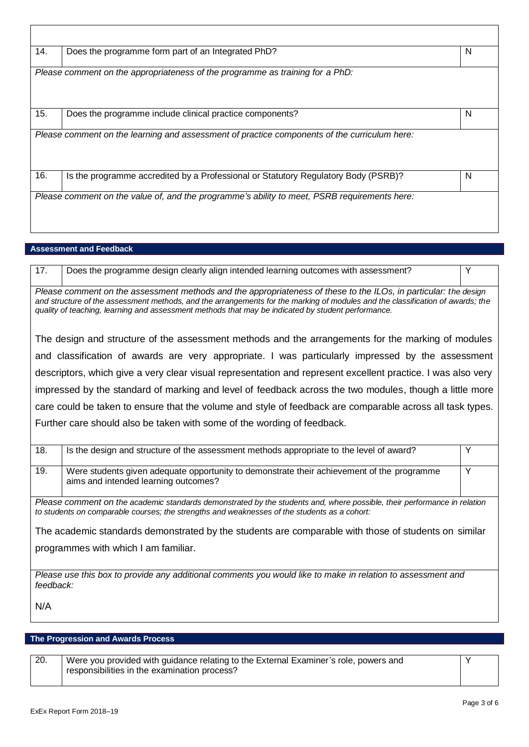| 14. | Does the programme form part of an Integrated PhD? | N |
|---|---|---|

*Please comment on the appropriateness of the programme as training for a PhD:*

| 15. | Does the programme include clinical practice components? | N |
|---|---|---|

*Please comment on the learning and assessment of practice components of the curriculum here:*

| 16. | Is the programme accredited by a Professional or Statutory Regulatory Body (PSRB)? | N |
|---|---|---|

*Please comment on the value of, and the programme's ability to meet, PSRB requirements here:*

## Assessment and Feedback

| 17. | Does the programme design clearly align intended learning outcomes with assessment? | Y |
|---|---|---|

*Please comment on the assessment methods and the appropriateness of these to the ILOs, in particular: the design and structure of the assessment methods, and the arrangements for the marking of modules and the classification of awards; the quality of teaching, learning and assessment methods that may be indicated by student performance.*

The design and structure of the assessment methods and the arrangements for the marking of modules and classification of awards are very appropriate. I was particularly impressed by the assessment descriptors, which give a very clear visual representation and represent excellent practice. I was also very impressed by the standard of marking and level of feedback across the two modules, though a little more care could be taken to ensure that the volume and style of feedback are comparable across all task types. Further care should also be taken with some of the wording of feedback.

| 18. | Is the design and structure of the assessment methods appropriate to the level of award? | Y |
|---|---|---|
| 19. | Were students given adequate opportunity to demonstrate their achievement of the programme aims and intended learning outcomes? | Y |

*Please comment on the academic standards demonstrated by the students and, where possible, their performance in relation to students on comparable courses; the strengths and weaknesses of the students as a cohort:*

The academic standards demonstrated by the students are comparable with those of students on similar programmes with which I am familiar.

*Please use this box to provide any additional comments you would like to make in relation to assessment and feedback:*

N/A

## The Progression and Awards Process

| 20. | Were you provided with guidance relating to the External Examiner's role, powers and responsibilities in the examination process? | Y |
|---|---|---|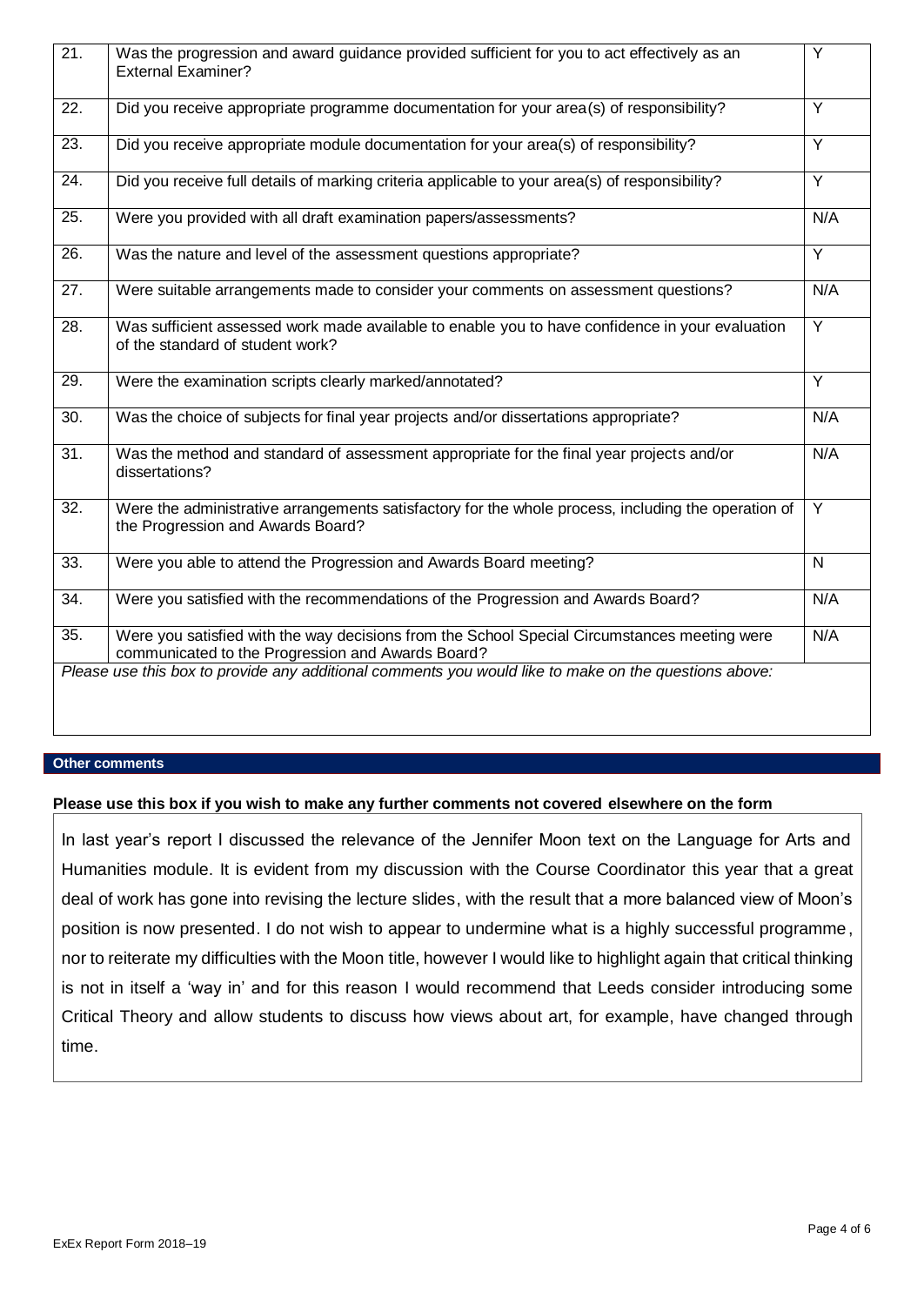| | | |
|---|---|---|
| 21. | Was the progression and award guidance provided sufficient for you to act effectively as an External Examiner? | Y |
| 22. | Did you receive appropriate programme documentation for your area(s) of responsibility? | Y |
| 23. | Did you receive appropriate module documentation for your area(s) of responsibility? | Y |
| 24. | Did you receive full details of marking criteria applicable to your area(s) of responsibility? | Y |
| 25. | Were you provided with all draft examination papers/assessments? | N/A |
| 26. | Was the nature and level of the assessment questions appropriate? | Y |
| 27. | Were suitable arrangements made to consider your comments on assessment questions? | N/A |
| 28. | Was sufficient assessed work made available to enable you to have confidence in your evaluation of the standard of student work? | Y |
| 29. | Were the examination scripts clearly marked/annotated? | Y |
| 30. | Was the choice of subjects for final year projects and/or dissertations appropriate? | N/A |
| 31. | Was the method and standard of assessment appropriate for the final year projects and/or dissertations? | N/A |
| 32. | Were the administrative arrangements satisfactory for the whole process, including the operation of the Progression and Awards Board? | Y |
| 33. | Were you able to attend the Progression and Awards Board meeting? | N |
| 34. | Were you satisfied with the recommendations of the Progression and Awards Board? | N/A |
| 35. | Were you satisfied with the way decisions from the School Special Circumstances meeting were communicated to the Progression and Awards Board? | N/A |

*Please use this box to provide any additional comments you would like to make on the questions above:*

**Other comments**

**Please use this box if you wish to make any further comments not covered elsewhere on the form**

In last year's report I discussed the relevance of the Jennifer Moon text on the Language for Arts and Humanities module. It is evident from my discussion with the Course Coordinator this year that a great deal of work has gone into revising the lecture slides, with the result that a more balanced view of Moon's position is now presented. I do not wish to appear to undermine what is a highly successful programme, nor to reiterate my difficulties with the Moon title, however I would like to highlight again that critical thinking is not in itself a 'way in' and for this reason I would recommend that Leeds consider introducing some Critical Theory and allow students to discuss how views about art, for example, have changed through time.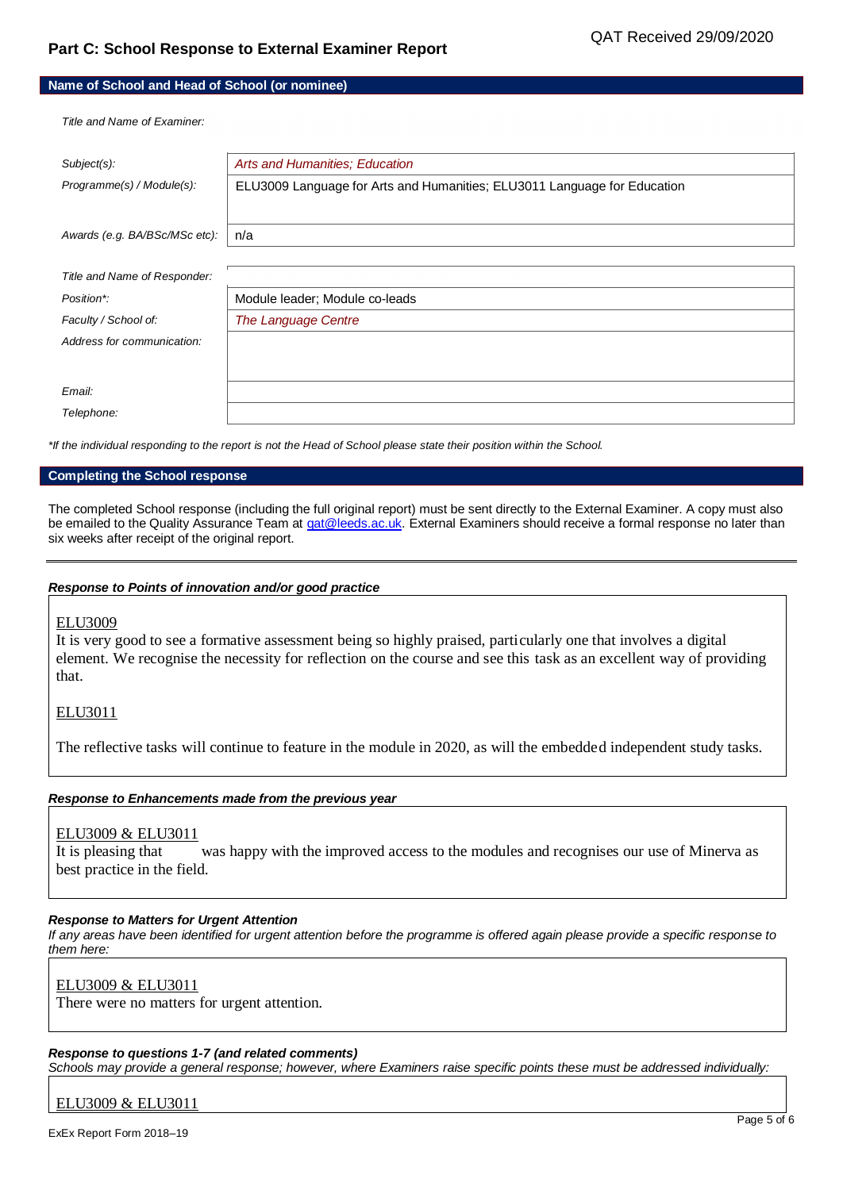QAT Received 29/09/2020

## Part C: School Response to External Examiner Report

### Name of School and Head of School (or nominee)

*Title and Name of Examiner:*

| | |
|---|---|
| *Subject(s):* | *Arts and Humanities; Education* |
| *Programme(s) / Module(s):* | ELU3009 Language for Arts and Humanities; ELU3011 Language for Education |
| *Awards (e.g. BA/BSc/MSc etc):* | n/a |
| *Title and Name of Responder:* | |
| *Position\*:* | Module leader; Module co-leads |
| *Faculty / School of:* | *The Language Centre* |
| *Address for communication:* | |
| *Email:* | |
| *Telephone:* | |

*\*If the individual responding to the report is not the Head of School please state their position within the School.*

### Completing the School response

The completed School response (including the full original report) must be sent directly to the External Examiner. A copy must also be emailed to the Quality Assurance Team at qat@leeds.ac.uk. External Examiners should receive a formal response no later than six weeks after receipt of the original report.

---

***Response to Points of innovation and/or good practice***

ELU3009

It is very good to see a formative assessment being so highly praised, particularly one that involves a digital element. We recognise the necessity for reflection on the course and see this task as an excellent way of providing that.

ELU3011

The reflective tasks will continue to feature in the module in 2020, as will the embedded independent study tasks.

***Response to Enhancements made from the previous year***

ELU3009 & ELU3011

It is pleasing that was happy with the improved access to the modules and recognises our use of Minerva as best practice in the field.

***Response to Matters for Urgent Attention***

*If any areas have been identified for urgent attention before the programme is offered again please provide a specific response to them here:*

ELU3009 & ELU3011

There were no matters for urgent attention.

***Response to questions 1-7 (and related comments)***

*Schools may provide a general response; however, where Examiners raise specific points these must be addressed individually:*

ELU3009 & ELU3011

ExEx Report Form 2018–19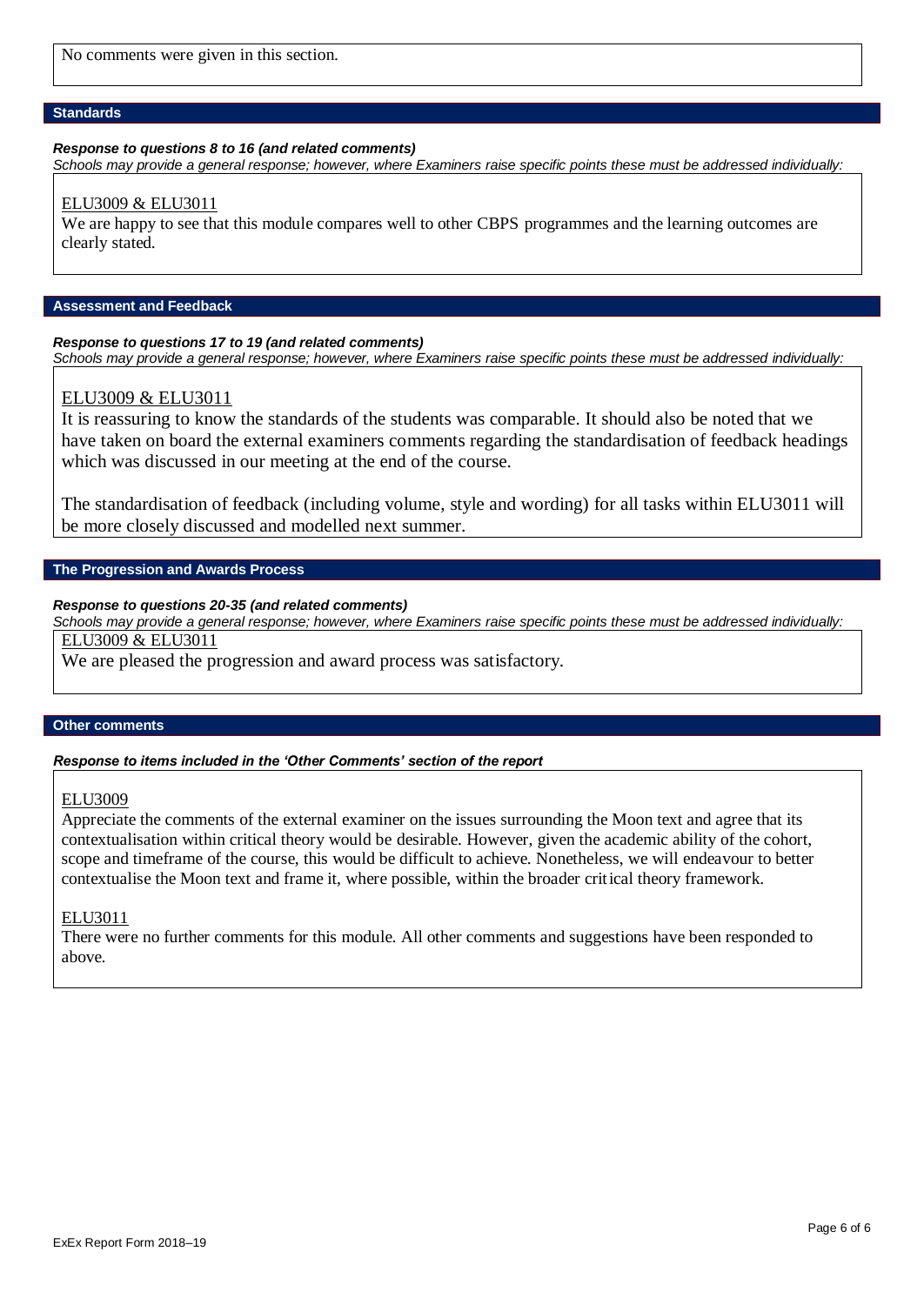No comments were given in this section.

## Standards

***Response to questions 8 to 16 (and related comments)***

*Schools may provide a general response; however, where Examiners raise specific points these must be addressed individually:*

ELU3009 & ELU3011

We are happy to see that this module compares well to other CBPS programmes and the learning outcomes are clearly stated.

## Assessment and Feedback

***Response to questions 17 to 19 (and related comments)***

*Schools may provide a general response; however, where Examiners raise specific points these must be addressed individually:*

ELU3009 & ELU3011

It is reassuring to know the standards of the students was comparable. It should also be noted that we have taken on board the external examiners comments regarding the standardisation of feedback headings which was discussed in our meeting at the end of the course.

The standardisation of feedback (including volume, style and wording) for all tasks within ELU3011 will be more closely discussed and modelled next summer.

## The Progression and Awards Process

***Response to questions 20-35 (and related comments)***

*Schools may provide a general response; however, where Examiners raise specific points these must be addressed individually:*

ELU3009 & ELU3011

We are pleased the progression and award process was satisfactory.

## Other comments

***Response to items included in the 'Other Comments' section of the report***

ELU3009

Appreciate the comments of the external examiner on the issues surrounding the Moon text and agree that its contextualisation within critical theory would be desirable. However, given the academic ability of the cohort, scope and timeframe of the course, this would be difficult to achieve. Nonetheless, we will endeavour to better contextualise the Moon text and frame it, where possible, within the broader critical theory framework.

ELU3011

There were no further comments for this module. All other comments and suggestions have been responded to above.